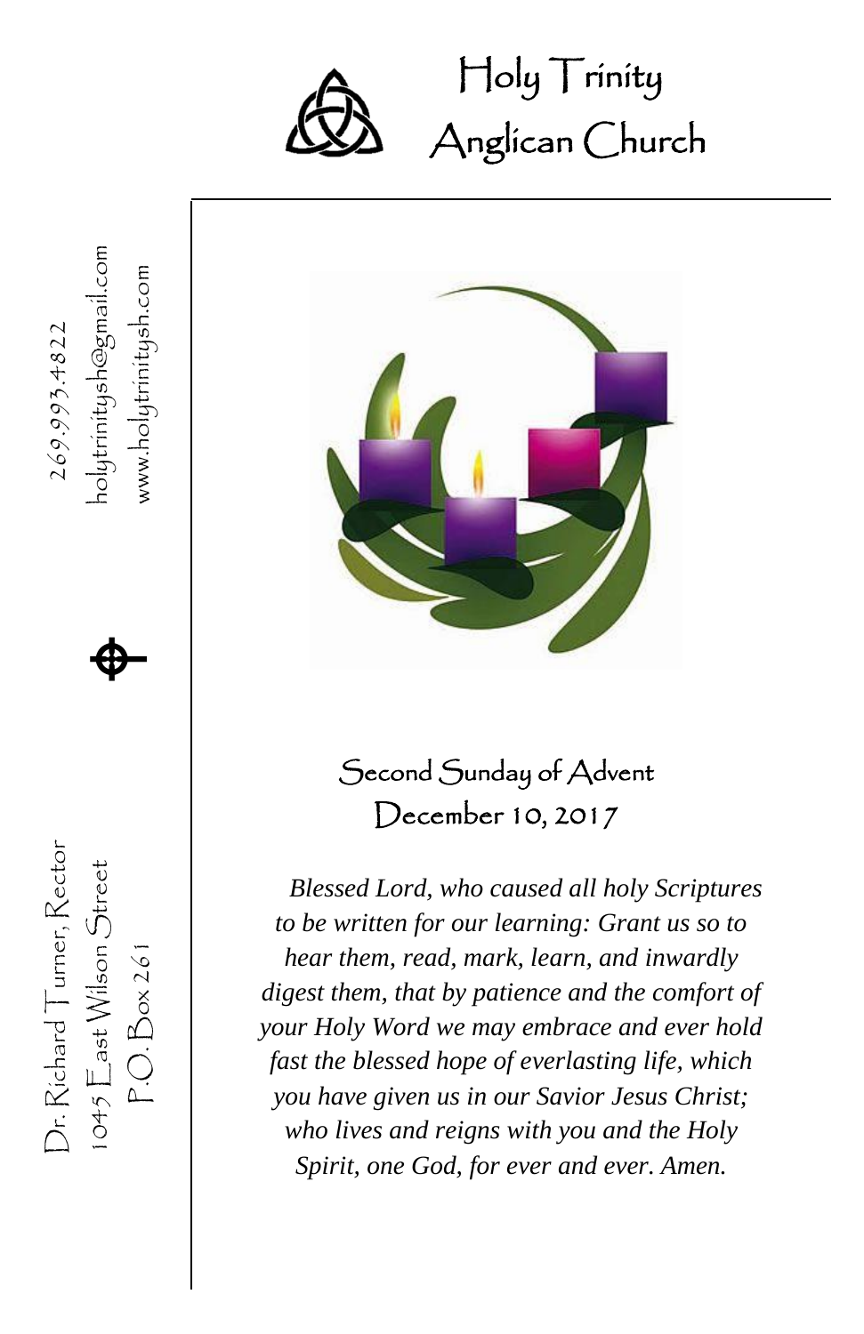# Holy Trinity Anglican Church

269.993.4822

holytrinitysh@gmail.com

www.holytrinitysh.com

Dr. Richard Turner, Rector

1045 East Wilson Street

P.O. Box 261

## Second Sunday of Advent
## December 10, 2017

*Blessed Lord, who caused all holy Scriptures to be written for our learning: Grant us so to hear them, read, mark, learn, and inwardly digest them, that by patience and the comfort of your Holy Word we may embrace and ever hold fast the blessed hope of everlasting life, which you have given us in our Savior Jesus Christ; who lives and reigns with you and the Holy Spirit, one God, for ever and ever. Amen.*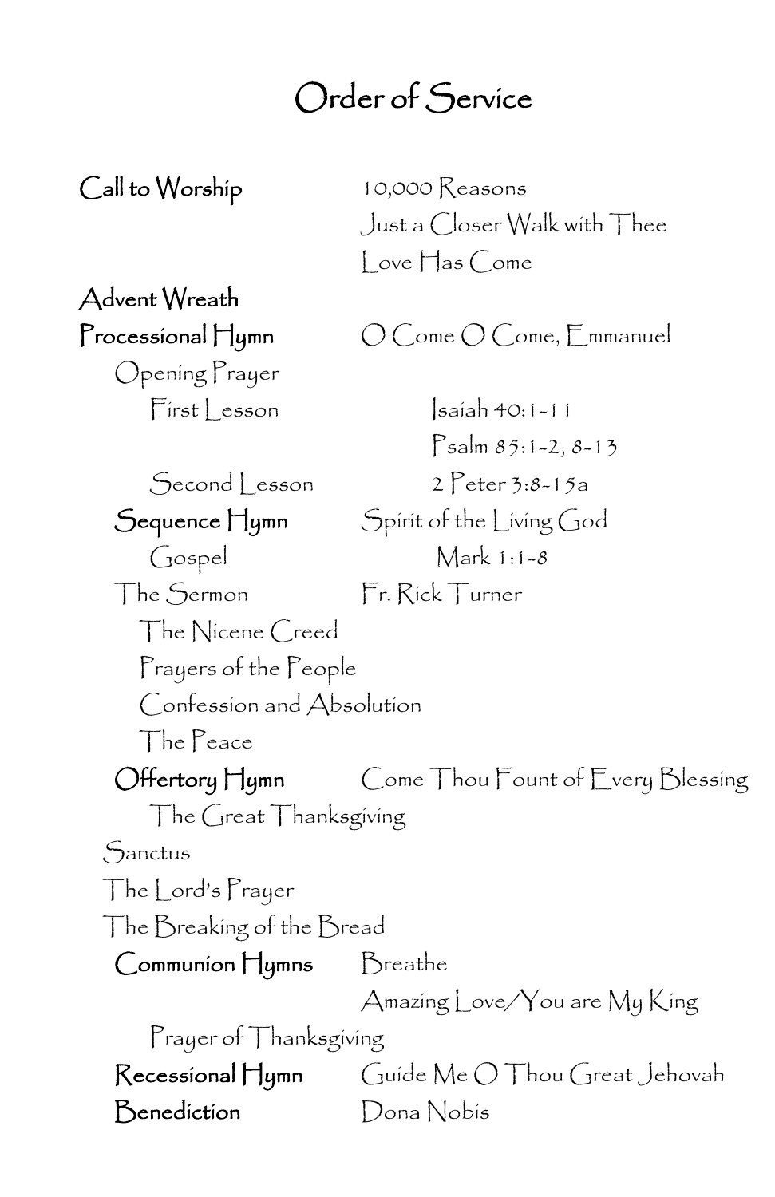# Order of Service

**Call to Worship** 10,000 Reasons
Just a Closer Walk with Thee
Love Has Come

**Advent Wreath**

**Processional Hymn** O Come O Come, Emmanuel

Opening Prayer

First Lesson Isaiah 40:1-11
Psalm 85:1-2, 8-13

Second Lesson 2 Peter 3:8-15a

**Sequence Hymn** Spirit of the Living God

Gospel Mark 1:1-8

The Sermon Fr. Rick Turner

The Nicene Creed

Prayers of the People

Confession and Absolution

The Peace

**Offertory Hymn** Come Thou Fount of Every Blessing

The Great Thanksgiving

Sanctus

The Lord's Prayer

The Breaking of the Bread

**Communion Hymns** Breathe
Amazing Love/You are My King

Prayer of Thanksgiving

**Recessional Hymn** Guide Me O Thou Great Jehovah

**Benediction** Dona Nobis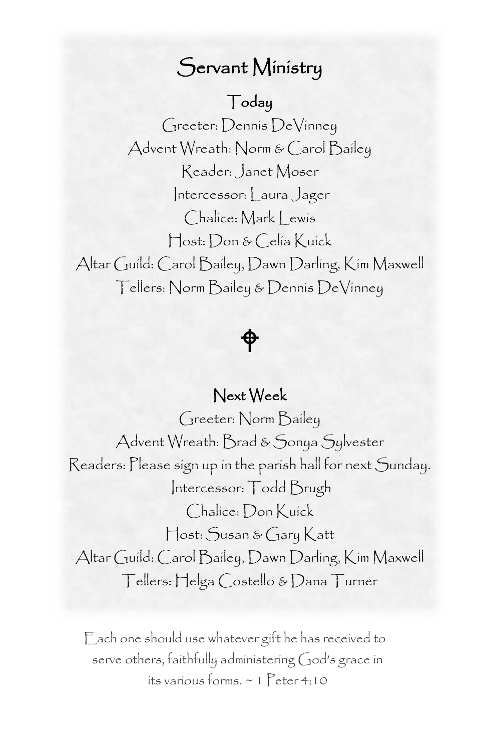# Servant Ministry

## Today

Greeter: Dennis DeVinney

Advent Wreath: Norm & Carol Bailey

Reader: Janet Moser

Intercessor: Laura Jager

Chalice: Mark Lewis

Host: Don & Celia Kuick

Altar Guild: Carol Bailey, Dawn Darling, Kim Maxwell

Tellers: Norm Bailey & Dennis DeVinney

## Next Week

Greeter: Norm Bailey

Advent Wreath: Brad & Sonya Sylvester

Readers: Please sign up in the parish hall for next Sunday.

Intercessor: Todd Brugh

Chalice: Don Kuick

Host: Susan & Gary Katt

Altar Guild: Carol Bailey, Dawn Darling, Kim Maxwell

Tellers: Helga Costello & Dana Turner

Each one should use whatever gift he has received to serve others, faithfully administering God's grace in its various forms. ~ 1 Peter 4:10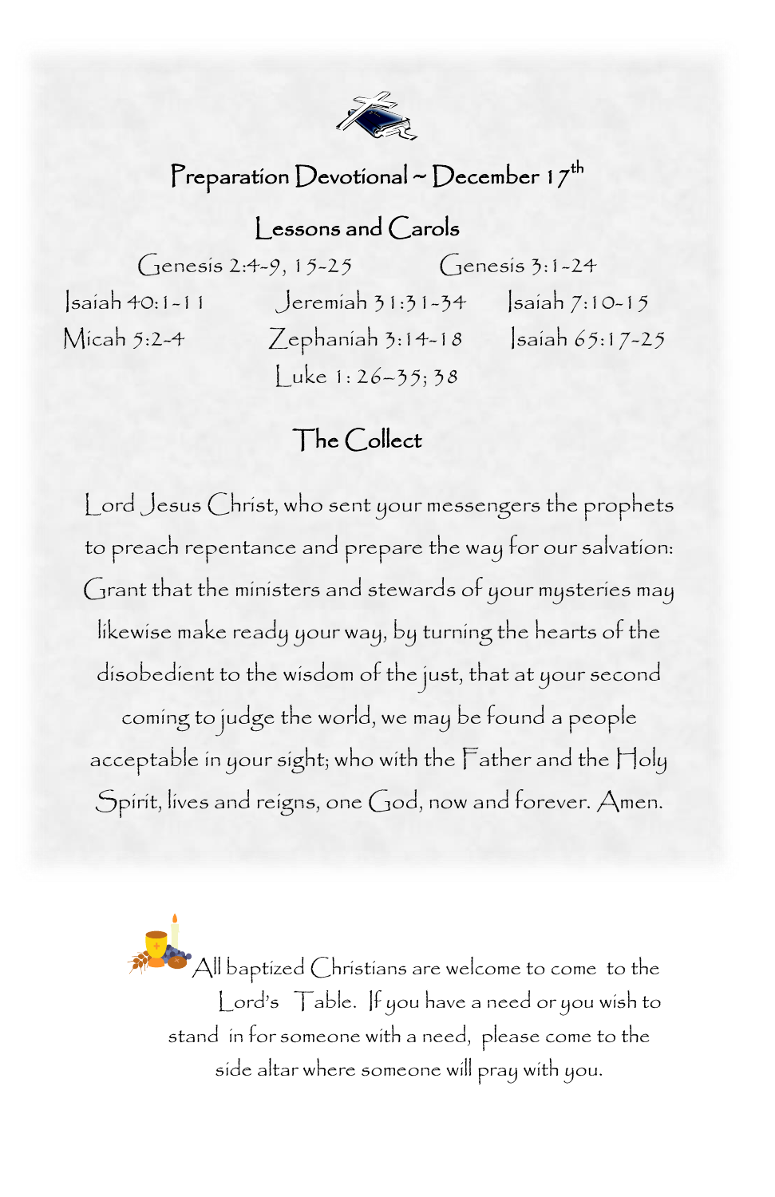# Preparation Devotional ~ December 17th

## Lessons and Carols

Genesis 2:4-9, 15-25

Genesis 3:1-24

Isaiah 40:1-11

Jeremiah 31:31-34

Isaiah 7:10-15

Micah 5:2-4

Zephaniah 3:14-18

Isaiah 65:17-25

Luke 1: 26–35; 38

## The Collect

Lord Jesus Christ, who sent your messengers the prophets to preach repentance and prepare the way for our salvation: Grant that the ministers and stewards of your mysteries may likewise make ready your way, by turning the hearts of the disobedient to the wisdom of the just, that at your second coming to judge the world, we may be found a people acceptable in your sight; who with the Father and the Holy Spirit, lives and reigns, one God, now and forever. Amen.

All baptized Christians are welcome to come to the Lord's Table. If you have a need or you wish to stand in for someone with a need, please come to the side altar where someone will pray with you.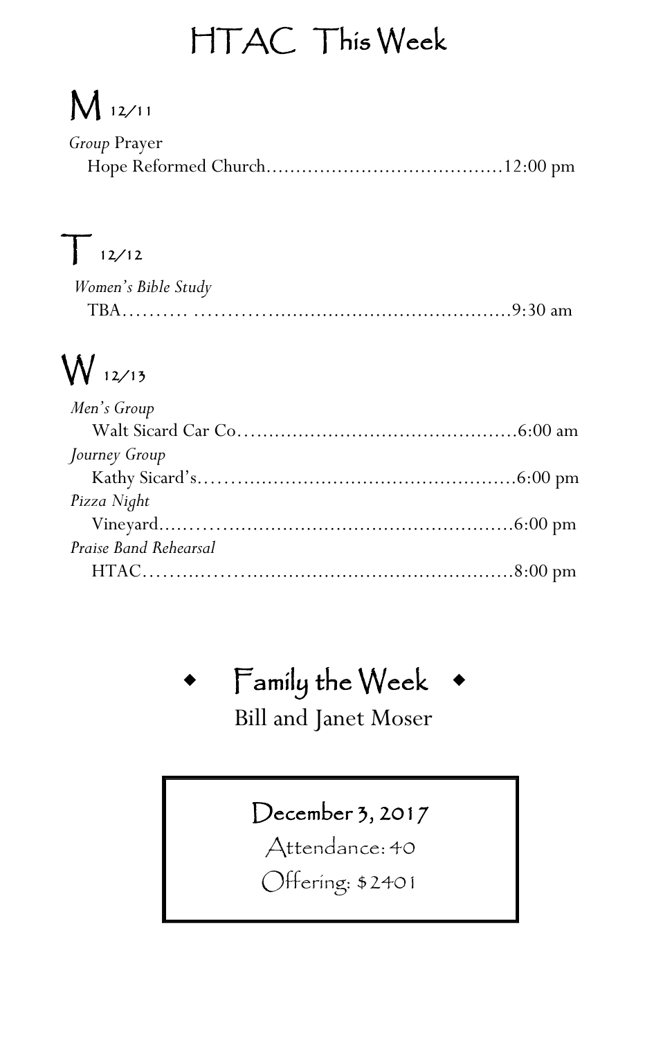# HTAC This Week

## M 12/11

*Group* Prayer
Hope Reformed Church……………………………………12:00 pm

## T 12/12

*Women's Bible Study*
TBA………. ………………………………………………9:30 am

## W 12/13

*Men's Group*
Walt Sicard Car Co…………………………………………6:00 am

*Journey Group*
Kathy Sicard's………………………………………………6:00 pm

*Pizza Night*
Vineyard....…………………………………………………6:00 pm

*Praise Band Rehearsal*
HTAC……..…………………………………………………8:00 pm

## ◆ Family the Week ◆

Bill and Janet Moser

December 3, 2017

Attendance: 40

Offering: $2401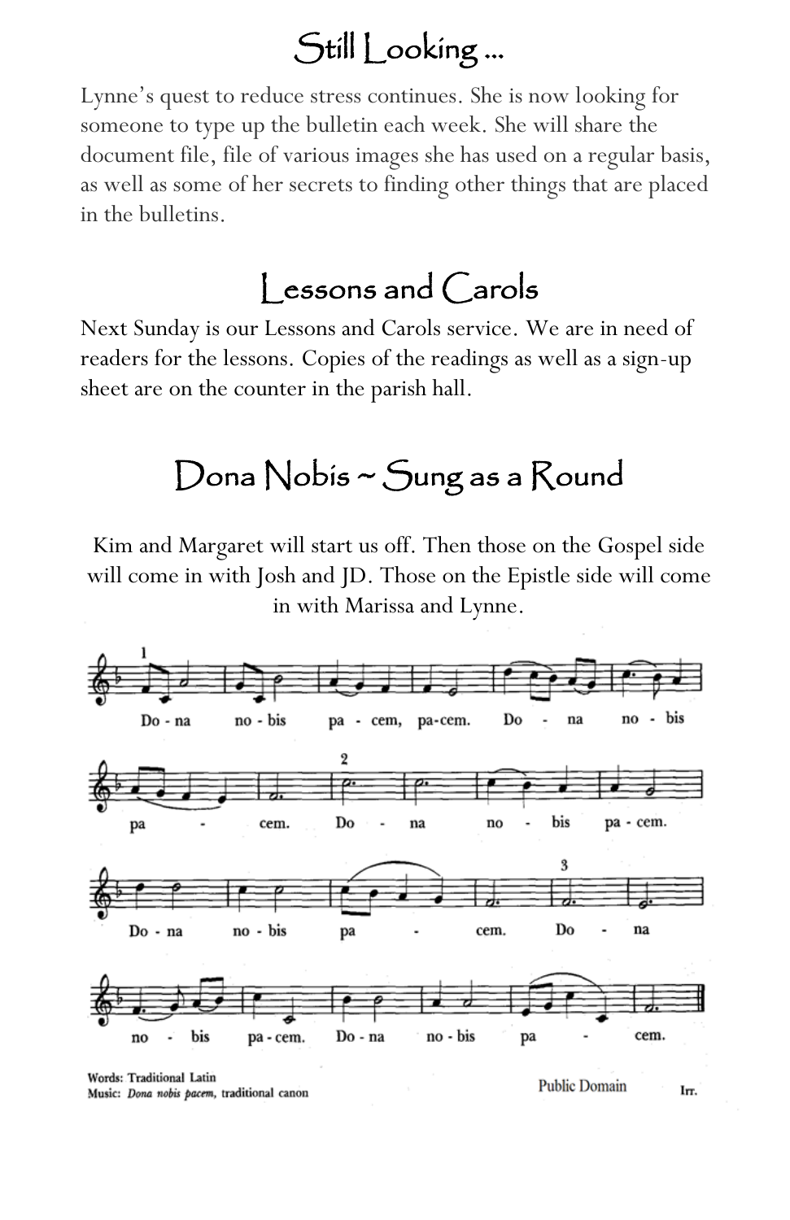# Still Looking ...

Lynne's quest to reduce stress continues. She is now looking for someone to type up the bulletin each week. She will share the document file, file of various images she has used on a regular basis, as well as some of her secrets to finding other things that are placed in the bulletins.

# Lessons and Carols

Next Sunday is our Lessons and Carols service. We are in need of readers for the lessons. Copies of the readings as well as a sign-up sheet are on the counter in the parish hall.

# Dona Nobis ~ Sung as a Round

Kim and Margaret will start us off. Then those on the Gospel side will come in with Josh and JD. Those on the Epistle side will come in with Marissa and Lynne.

Words: Traditional Latin
Music: *Dona nobis pacem*, traditional canon

Public Domain

Irr.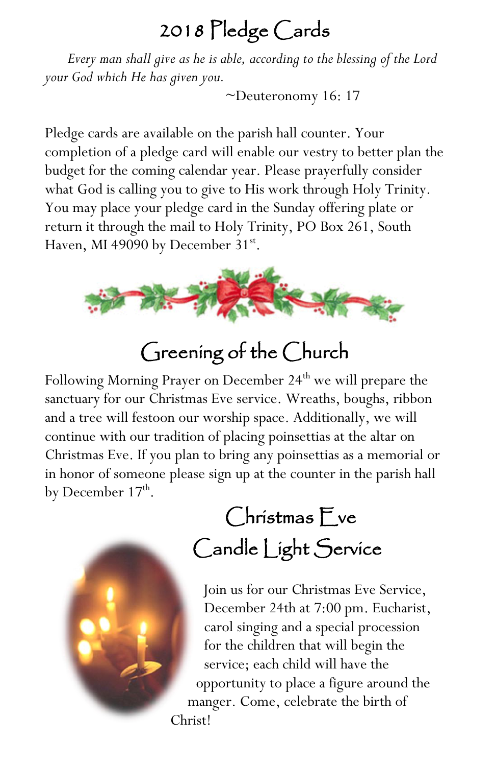# 2018 Pledge Cards

*Every man shall give as he is able, according to the blessing of the Lord your God which He has given you.*

~Deuteronomy 16: 17

Pledge cards are available on the parish hall counter. Your completion of a pledge card will enable our vestry to better plan the budget for the coming calendar year. Please prayerfully consider what God is calling you to give to His work through Holy Trinity. You may place your pledge card in the Sunday offering plate or return it through the mail to Holy Trinity, PO Box 261, South Haven, MI 49090 by December 31st.

# Greening of the Church

Following Morning Prayer on December 24th we will prepare the sanctuary for our Christmas Eve service. Wreaths, boughs, ribbon and a tree will festoon our worship space. Additionally, we will continue with our tradition of placing poinsettias at the altar on Christmas Eve. If you plan to bring any poinsettias as a memorial or in honor of someone please sign up at the counter in the parish hall by December 17th.

# Christmas Eve Candle Light Service

Join us for our Christmas Eve Service, December 24th at 7:00 pm. Eucharist, carol singing and a special procession for the children that will begin the service; each child will have the opportunity to place a figure around the manger. Come, celebrate the birth of Christ!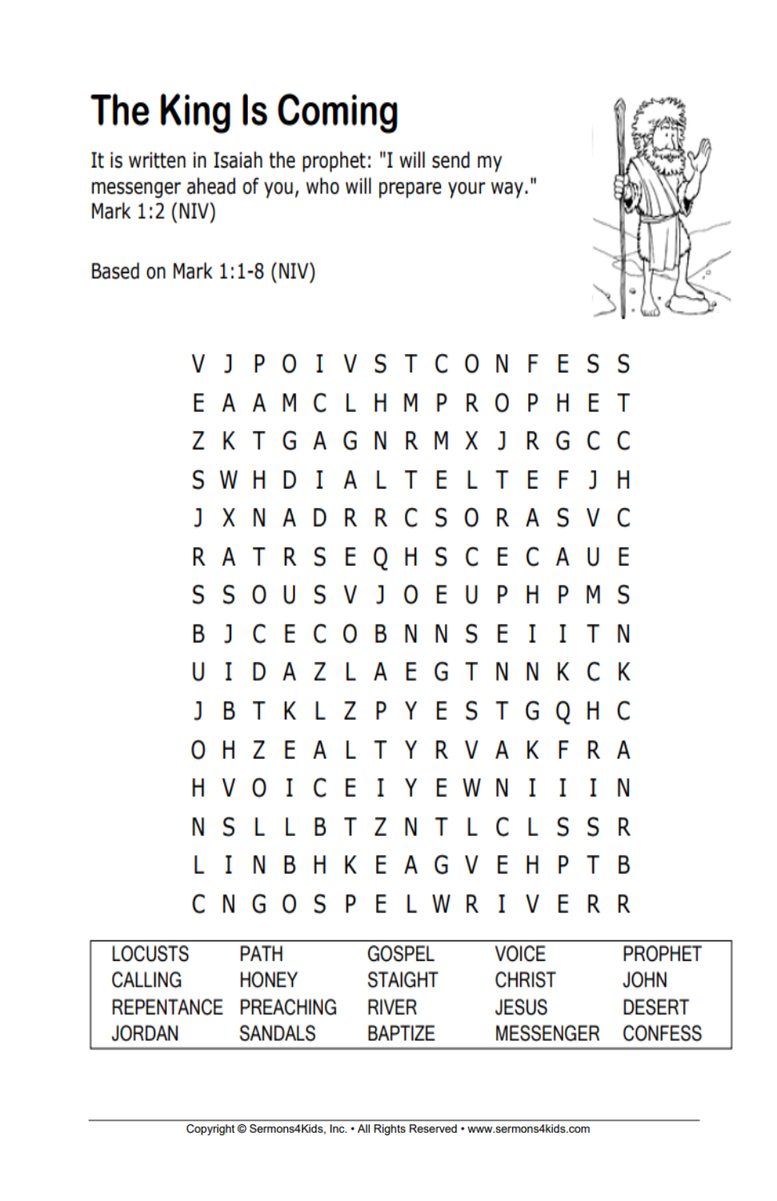# The King Is Coming

It is written in Isaiah the prophet: "I will send my messenger ahead of you, who will prepare your way." Mark 1:2 (NIV)

Based on Mark 1:1-8 (NIV)

```
V J P O I V S T C O N F E S S
E A A M C L H M P R O P H E T
Z K T G A G N R M X J R G C C
S W H D I A L T E L T E F J H
J X N A D R R C S O R A S V C
R A T R S E Q H S C E C A U E
S S O U S V J O E U P H P M S
B J C E C O B N N S E I I T N
U I D A Z L A E G T N N K C K
J B T K L Z P Y E S T G Q H C
O H Z E A L T Y R V A K F R A
H V O I C E I Y E W N I I I N
N S L L B T Z N T L C L S S R
L I N B H K E A G V E H P T B
C N G O S P E L W R I V E R R
```

| | | | | |
|---|---|---|---|---|
| LOCUSTS | PATH | GOSPEL | VOICE | PROPHET |
| CALLING | HONEY | STAIGHT | CHRIST | JOHN |
| REPENTANCE | PREACHING | RIVER | JESUS | DESERT |
| JORDAN | SANDALS | BAPTIZE | MESSENGER | CONFESS |

Copyright © Sermons4Kids, Inc. • All Rights Reserved • www.sermons4kids.com